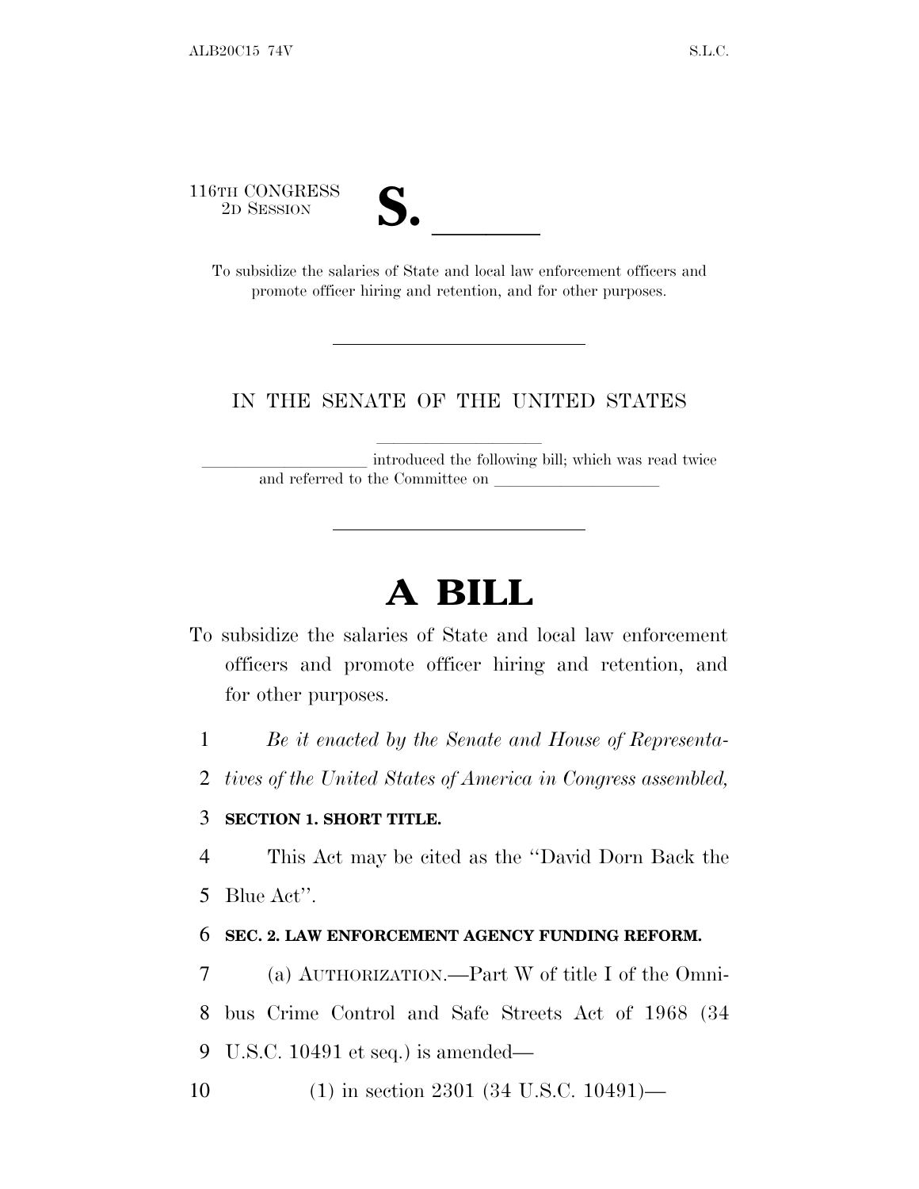116TH CONGRESS
2D SESSION

# S. \_\_\_\_\_\_

To subsidize the salaries of State and local law enforcement officers and promote officer hiring and retention, and for other purposes.

---

IN THE SENATE OF THE UNITED STATES

\_\_\_\_\_\_\_\_\_\_\_\_\_\_\_\_\_\_\_\_ introduced the following bill; which was read twice and referred to the Committee on \_\_\_\_\_\_\_\_\_\_\_\_\_\_\_\_\_\_\_\_

---

# A BILL

To subsidize the salaries of State and local law enforcement officers and promote officer hiring and retention, and for other purposes.

1 *Be it enacted by the Senate and House of Representa-*
2 *tives of the United States of America in Congress assembled,*

3 **SECTION 1. SHORT TITLE.**

4 This Act may be cited as the ''David Dorn Back the
5 Blue Act''.

6 **SEC. 2. LAW ENFORCEMENT AGENCY FUNDING REFORM.**

7 (a) AUTHORIZATION.—Part W of title I of the Omni-
8 bus Crime Control and Safe Streets Act of 1968 (34
9 U.S.C. 10491 et seq.) is amended—

10 (1) in section 2301 (34 U.S.C. 10491)—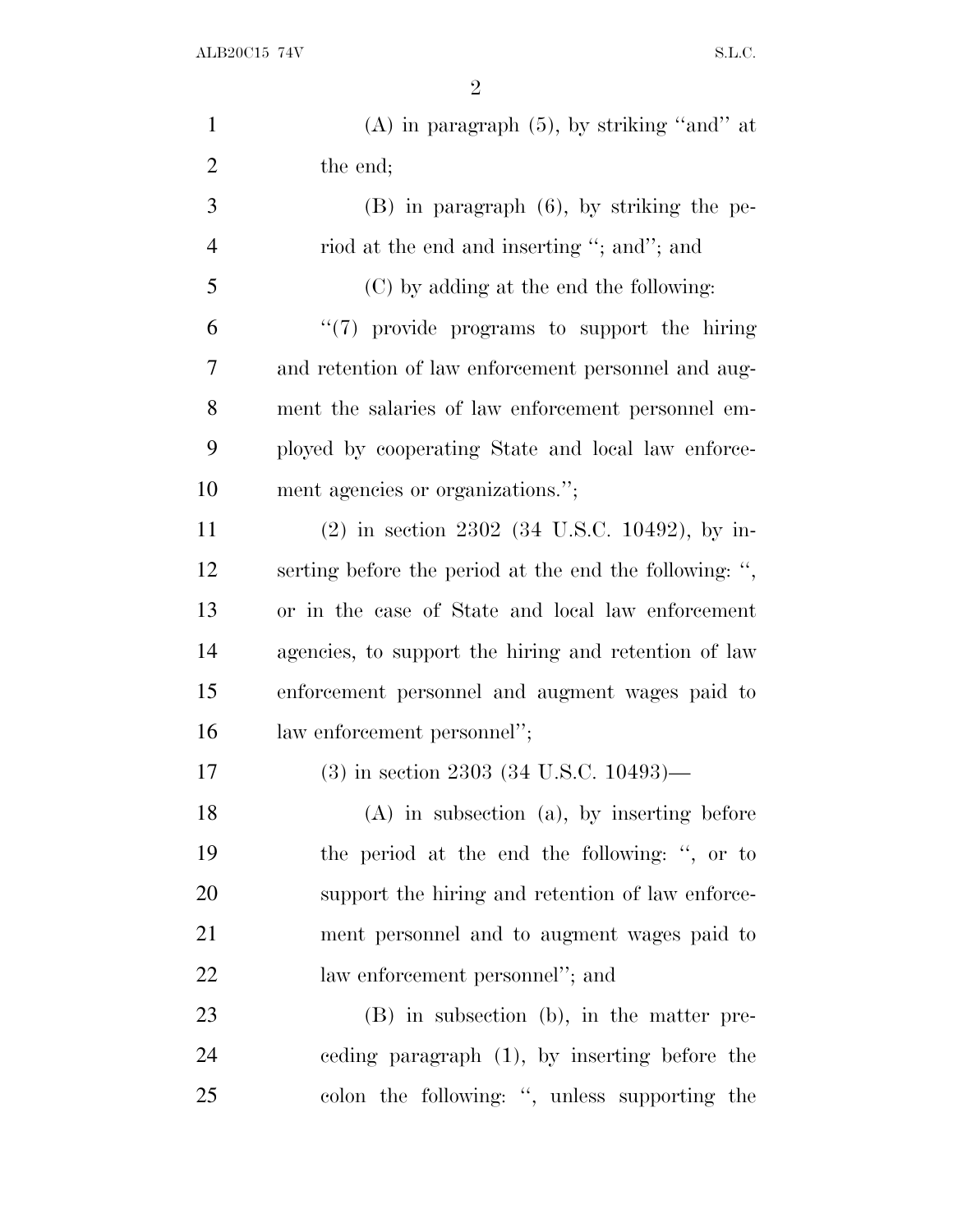(A) in paragraph (5), by striking "and" at the end;

(B) in paragraph (6), by striking the period at the end and inserting "; and"; and

(C) by adding at the end the following:

"(7) provide programs to support the hiring and retention of law enforcement personnel and augment the salaries of law enforcement personnel employed by cooperating State and local law enforcement agencies or organizations.";

(2) in section 2302 (34 U.S.C. 10492), by inserting before the period at the end the following: ", or in the case of State and local law enforcement agencies, to support the hiring and retention of law enforcement personnel and augment wages paid to law enforcement personnel";

(3) in section 2303 (34 U.S.C. 10493)—

(A) in subsection (a), by inserting before the period at the end the following: ", or to support the hiring and retention of law enforcement personnel and to augment wages paid to law enforcement personnel"; and

(B) in subsection (b), in the matter preceding paragraph (1), by inserting before the colon the following: ", unless supporting the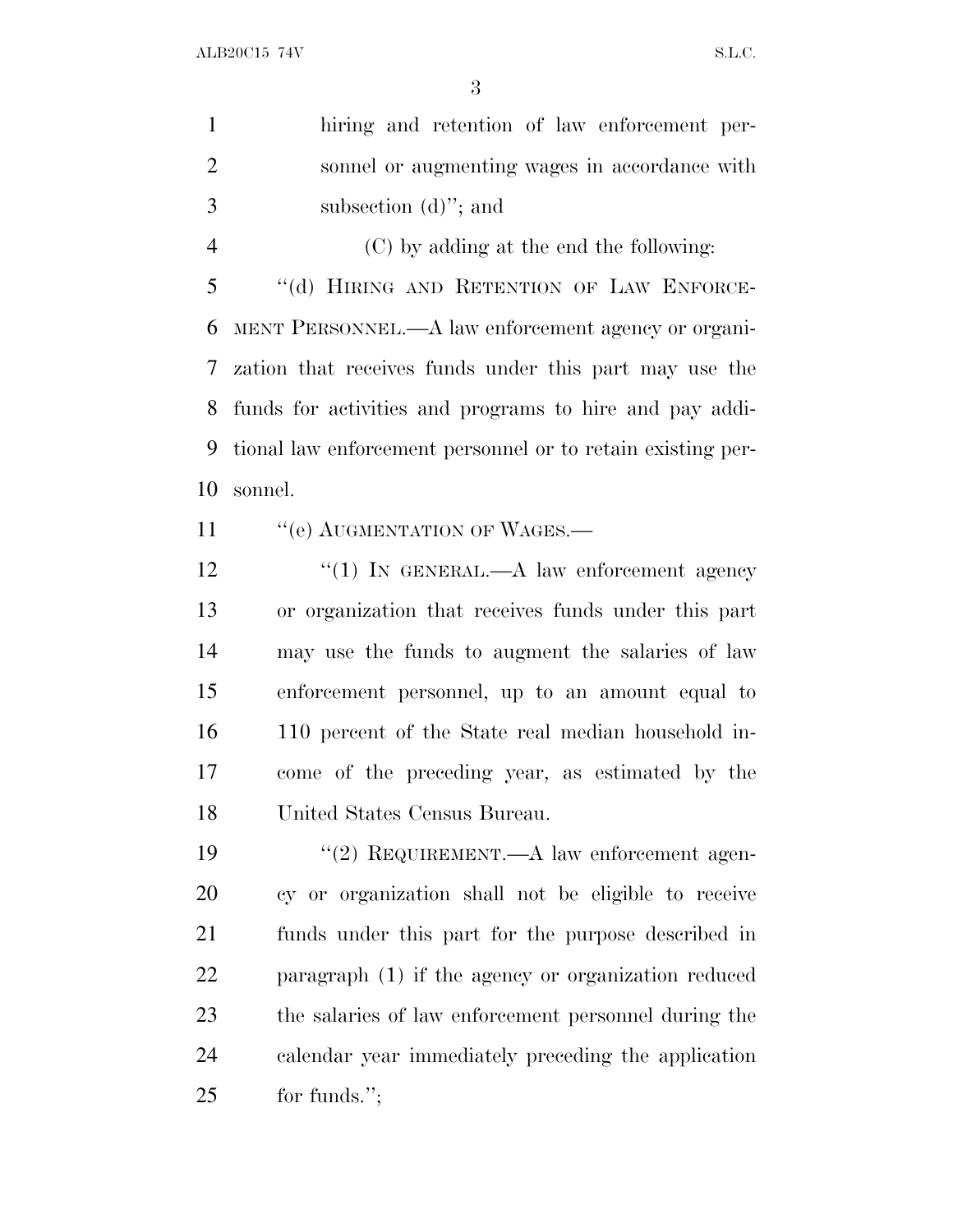hiring and retention of law enforcement personnel or augmenting wages in accordance with subsection (d)"; and

(C) by adding at the end the following:

"(d) HIRING AND RETENTION OF LAW ENFORCEMENT PERSONNEL.—A law enforcement agency or organization that receives funds under this part may use the funds for activities and programs to hire and pay additional law enforcement personnel or to retain existing personnel.

"(e) AUGMENTATION OF WAGES.—

"(1) IN GENERAL.—A law enforcement agency or organization that receives funds under this part may use the funds to augment the salaries of law enforcement personnel, up to an amount equal to 110 percent of the State real median household income of the preceding year, as estimated by the United States Census Bureau.

"(2) REQUIREMENT.—A law enforcement agency or organization shall not be eligible to receive funds under this part for the purpose described in paragraph (1) if the agency or organization reduced the salaries of law enforcement personnel during the calendar year immediately preceding the application for funds.";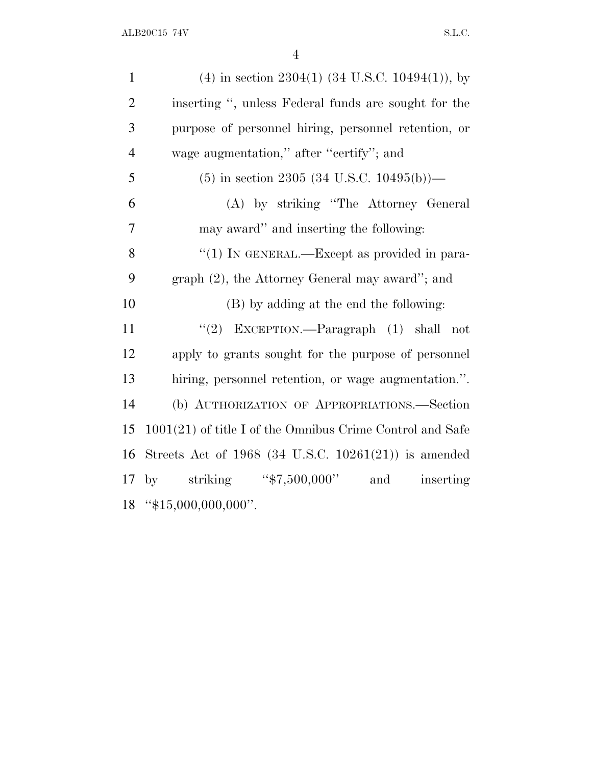(4) in section 2304(1) (34 U.S.C. 10494(1)), by inserting ", unless Federal funds are sought for the purpose of personnel hiring, personnel retention, or wage augmentation," after "certify"; and

(5) in section 2305 (34 U.S.C. 10495(b))—

(A) by striking "The Attorney General may award" and inserting the following:

"(1) IN GENERAL.—Except as provided in paragraph (2), the Attorney General may award"; and

(B) by adding at the end the following:

"(2) EXCEPTION.—Paragraph (1) shall not apply to grants sought for the purpose of personnel hiring, personnel retention, or wage augmentation.".

(b) AUTHORIZATION OF APPROPRIATIONS.—Section 1001(21) of title I of the Omnibus Crime Control and Safe Streets Act of 1968 (34 U.S.C. 10261(21)) is amended by striking "$7,500,000" and inserting "$15,000,000,000".